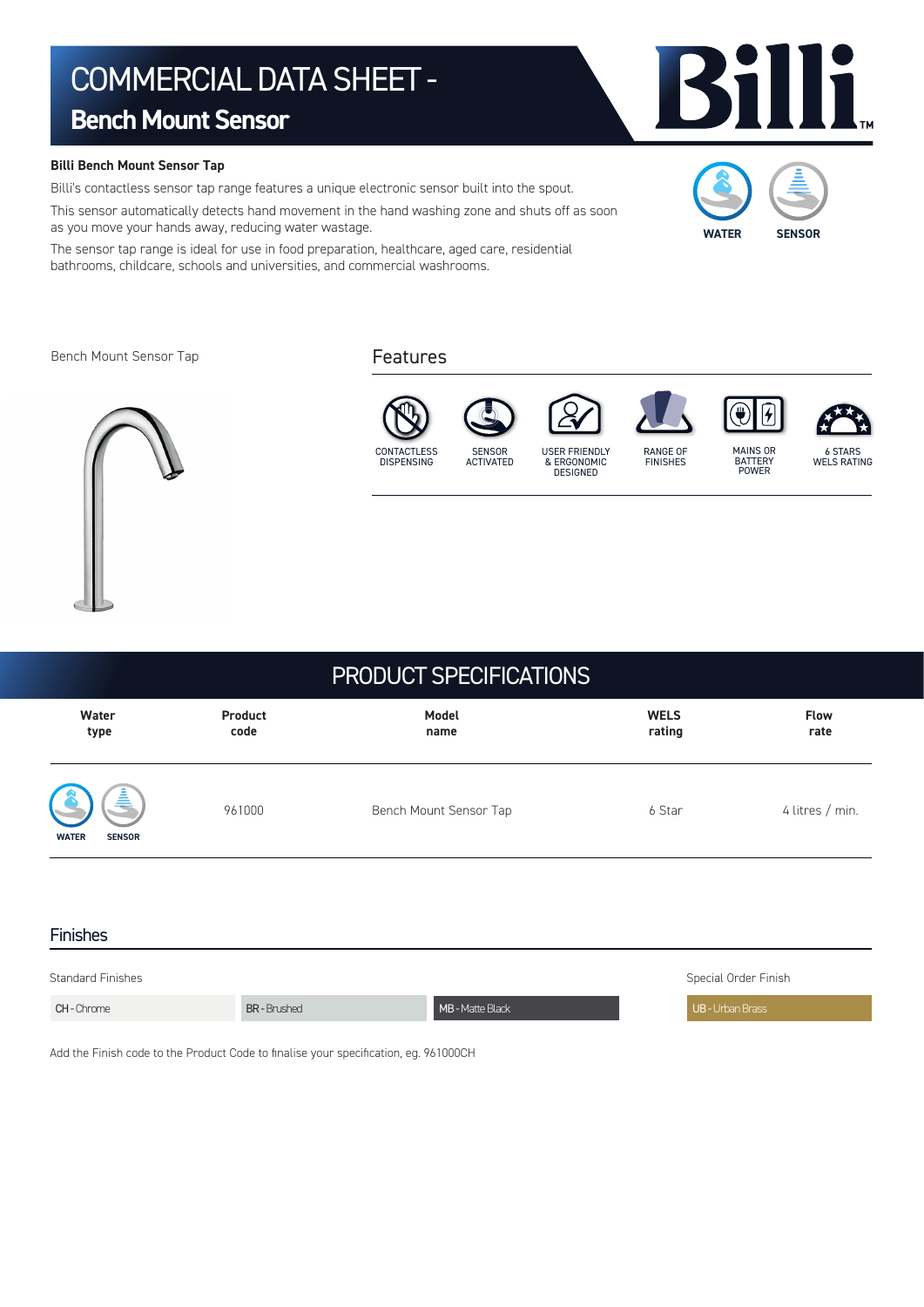# COMMERCIAL DATA SHEET -
## Bench Mount Sensor

**Billi Bench Mount Sensor Tap**

Billi's contactless sensor tap range features a unique electronic sensor built into the spout.

This sensor automatically detects hand movement in the hand washing zone and shuts off as soon as you move your hands away, reducing water wastage.

The sensor tap range is ideal for use in food preparation, healthcare, aged care, residential bathrooms, childcare, schools and universities, and commercial washrooms.

WATER SENSOR

Bench Mount Sensor Tap

### Features

- CONTACTLESS DISPENSING
- SENSOR ACTIVATED
- USER FRIENDLY & ERGONOMIC DESIGNED
- RANGE OF FINISHES
- MAINS OR BATTERY POWER
- 6 STARS WELS RATING

## PRODUCT SPECIFICATIONS

| Water type | Product code | Model name | WELS rating | Flow rate |
|---|---|---|---|---|
| WATER SENSOR | 961000 | Bench Mount Sensor Tap | 6 Star | 4 litres / min. |

### Finishes

| Standard Finishes | | | Special Order Finish |
|---|---|---|---|
| CH - Chrome | BR - Brushed | MB - Matte Black | UB - Urban Brass |

Add the Finish code to the Product Code to finalise your specification, eg. 961000CH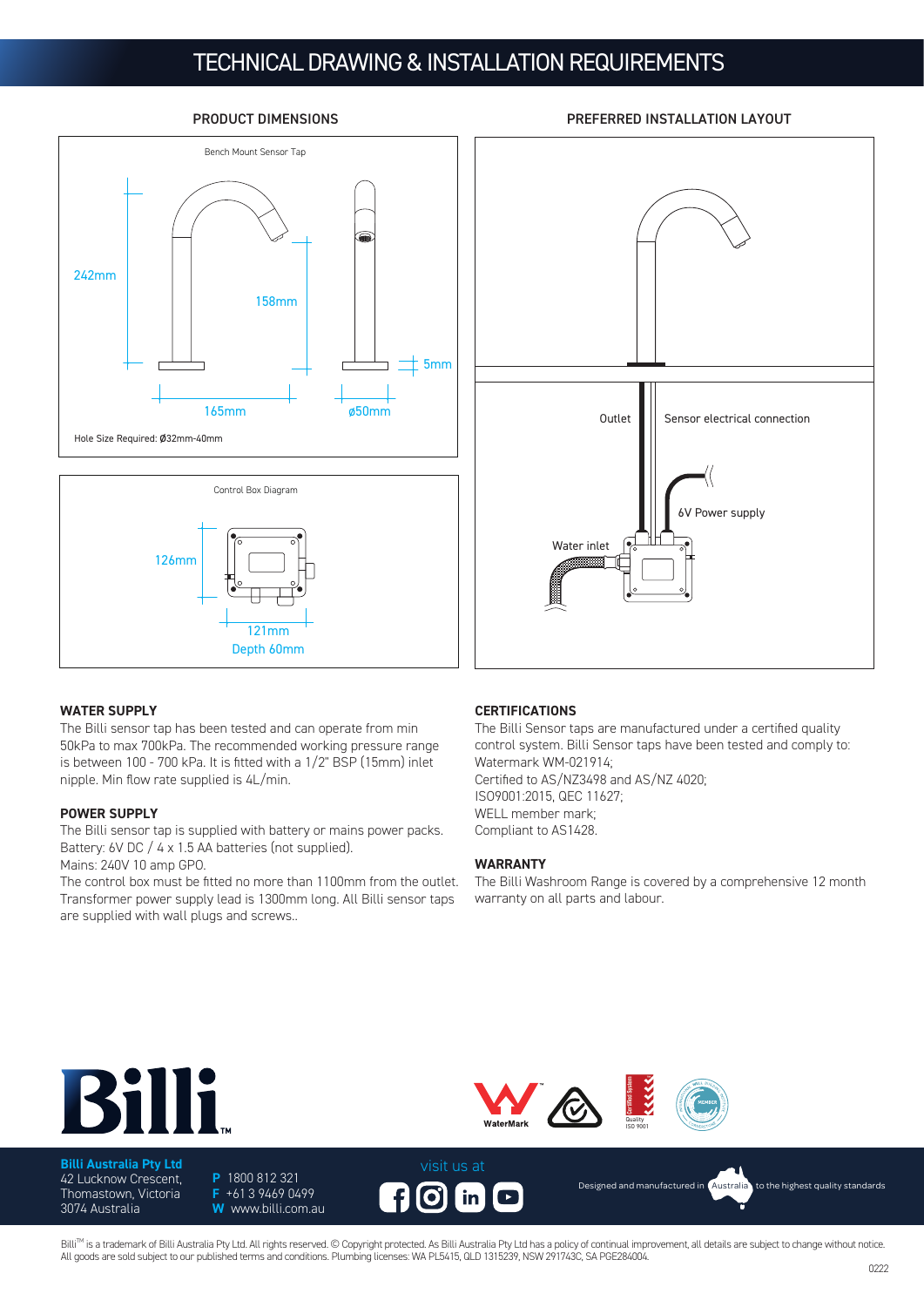# TECHNICAL DRAWING & INSTALLATION REQUIREMENTS

## PRODUCT DIMENSIONS

Bench Mount Sensor Tap

242mm

158mm

5mm

165mm

ø50mm

Hole Size Required: Ø32mm-40mm

Control Box Diagram

126mm

121mm

Depth 60mm

## PREFERRED INSTALLATION LAYOUT

Outlet

Sensor electrical connection

6V Power supply

Water inlet

### WATER SUPPLY

The Billi sensor tap has been tested and can operate from min 50kPa to max 700kPa. The recommended working pressure range is between 100 - 700 kPa. It is fitted with a 1/2" BSP (15mm) inlet nipple. Min flow rate supplied is 4L/min.

### POWER SUPPLY

The Billi sensor tap is supplied with battery or mains power packs.
Battery: 6V DC / 4 x 1.5 AA batteries (not supplied).
Mains: 240V 10 amp GPO.
The control box must be fitted no more than 1100mm from the outlet. Transformer power supply lead is 1300mm long. All Billi sensor taps are supplied with wall plugs and screws..

### CERTIFICATIONS

The Billi Sensor taps are manufactured under a certified quality control system. Billi Sensor taps have been tested and comply to:
Watermark WM-021914;
Certified to AS/NZ3498 and AS/NZ 4020;
ISO9001:2015, QEC 11627;
WELL member mark;
Compliant to AS1428.

### WARRANTY

The Billi Washroom Range is covered by a comprehensive 12 month warranty on all parts and labour.

**Billi Australia Pty Ltd**
42 Lucknow Crescent,
Thomastown, Victoria
3074 Australia

**P** 1800 812 321
**F** +61 3 9469 0499
**W** www.billi.com.au

visit us at

Designed and manufactured in Australia to the highest quality standards

Billi™ is a trademark of Billi Australia Pty Ltd. All rights reserved. © Copyright protected. As Billi Australia Pty Ltd has a policy of continual improvement, all details are subject to change without notice. All goods are sold subject to our published terms and conditions. Plumbing licenses: WA PL5415, QLD 1315239, NSW 291743C, SA PGE284004.

0222